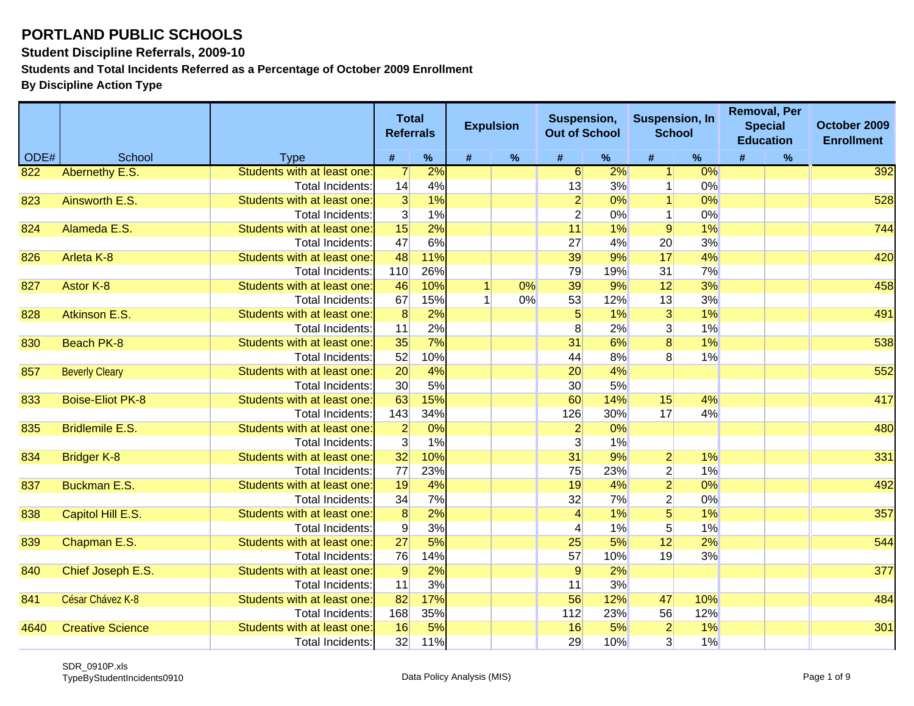# PORTLAND PUBLIC SCHOOLS

## Student Discipline Referrals, 2009-10

### Students and Total Incidents Referred as a Percentage of October 2009 Enrollment

### By Discipline Action Type

| ODE# | School | Type | Total Referrals | | Expulsion | | Suspension, Out of School | | Suspension, In School | | Removal, Per Special Education | | October 2009 Enrollment |
|---|---|---|---|---|---|---|---|---|---|---|---|---|---|
| | | | # | % | # | % | # | % | # | % | # | % | |
| 822 | Abernethy E.S. | Students with at least one: | 7 | 2% | | | 6 | 2% | 1 | 0% | | | 392 |
| | | Total Incidents: | 14 | 4% | | | 13 | 3% | 1 | 0% | | | |
| 823 | Ainsworth E.S. | Students with at least one: | 3 | 1% | | | 2 | 0% | 1 | 0% | | | 528 |
| | | Total Incidents: | 3 | 1% | | | 2 | 0% | 1 | 0% | | | |
| 824 | Alameda E.S. | Students with at least one: | 15 | 2% | | | 11 | 1% | 9 | 1% | | | 744 |
| | | Total Incidents: | 47 | 6% | | | 27 | 4% | 20 | 3% | | | |
| 826 | Arleta K-8 | Students with at least one: | 48 | 11% | | | 39 | 9% | 17 | 4% | | | 420 |
| | | Total Incidents: | 110 | 26% | | | 79 | 19% | 31 | 7% | | | |
| 827 | Astor K-8 | Students with at least one: | 46 | 10% | 1 | 0% | 39 | 9% | 12 | 3% | | | 458 |
| | | Total Incidents: | 67 | 15% | 1 | 0% | 53 | 12% | 13 | 3% | | | |
| 828 | Atkinson E.S. | Students with at least one: | 8 | 2% | | | 5 | 1% | 3 | 1% | | | 491 |
| | | Total Incidents: | 11 | 2% | | | 8 | 2% | 3 | 1% | | | |
| 830 | Beach PK-8 | Students with at least one: | 35 | 7% | | | 31 | 6% | 8 | 1% | | | 538 |
| | | Total Incidents: | 52 | 10% | | | 44 | 8% | 8 | 1% | | | |
| 857 | Beverly Cleary | Students with at least one: | 20 | 4% | | | 20 | 4% | | | | | 552 |
| | | Total Incidents: | 30 | 5% | | | 30 | 5% | | | | | |
| 833 | Boise-Eliot PK-8 | Students with at least one: | 63 | 15% | | | 60 | 14% | 15 | 4% | | | 417 |
| | | Total Incidents: | 143 | 34% | | | 126 | 30% | 17 | 4% | | | |
| 835 | Bridlemile E.S. | Students with at least one: | 2 | 0% | | | 2 | 0% | | | | | 480 |
| | | Total Incidents: | 3 | 1% | | | 3 | 1% | | | | | |
| 834 | Bridger K-8 | Students with at least one: | 32 | 10% | | | 31 | 9% | 2 | 1% | | | 331 |
| | | Total Incidents: | 77 | 23% | | | 75 | 23% | 2 | 1% | | | |
| 837 | Buckman E.S. | Students with at least one: | 19 | 4% | | | 19 | 4% | 2 | 0% | | | 492 |
| | | Total Incidents: | 34 | 7% | | | 32 | 7% | 2 | 0% | | | |
| 838 | Capitol Hill E.S. | Students with at least one: | 8 | 2% | | | 4 | 1% | 5 | 1% | | | 357 |
| | | Total Incidents: | 9 | 3% | | | 4 | 1% | 5 | 1% | | | |
| 839 | Chapman E.S. | Students with at least one: | 27 | 5% | | | 25 | 5% | 12 | 2% | | | 544 |
| | | Total Incidents: | 76 | 14% | | | 57 | 10% | 19 | 3% | | | |
| 840 | Chief Joseph E.S. | Students with at least one: | 9 | 2% | | | 9 | 2% | | | | | 377 |
| | | Total Incidents: | 11 | 3% | | | 11 | 3% | | | | | |
| 841 | César Chávez K-8 | Students with at least one: | 82 | 17% | | | 56 | 12% | 47 | 10% | | | 484 |
| | | Total Incidents: | 168 | 35% | | | 112 | 23% | 56 | 12% | | | |
| 4640 | Creative Science | Students with at least one: | 16 | 5% | | | 16 | 5% | 2 | 1% | | | 301 |
| | | Total Incidents: | 32 | 11% | | | 29 | 10% | 3 | 1% | | | |

SDR_0910P.xls
TypeByStudentIncidents0910

Data Policy Analysis (MIS)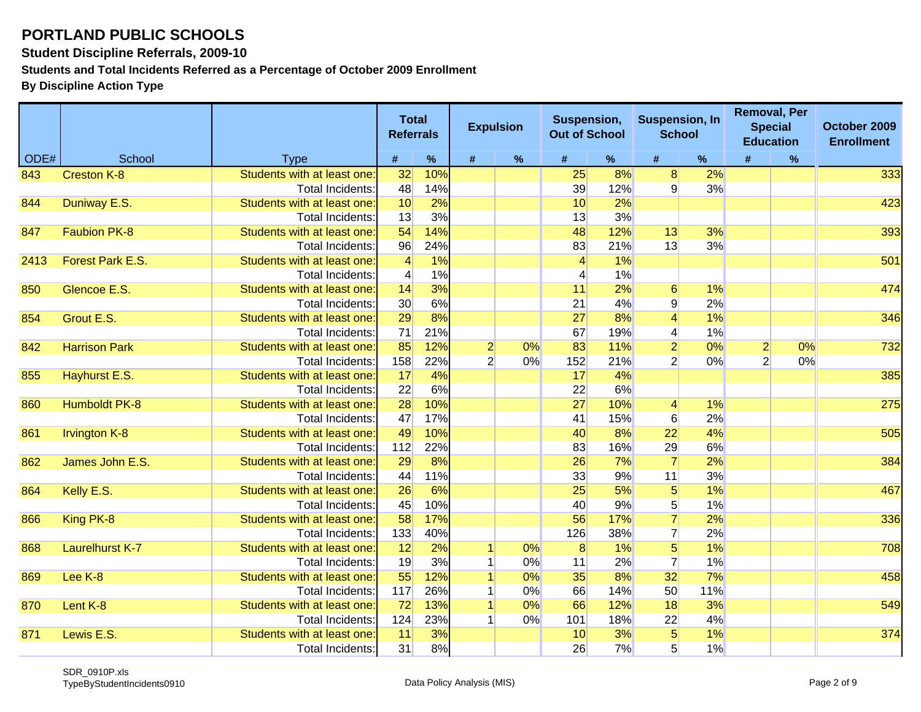# PORTLAND PUBLIC SCHOOLS

**Student Discipline Referrals, 2009-10**

**Students and Total Incidents Referred as a Percentage of October 2009 Enrollment**

**By Discipline Action Type**

| ODE# | School | Type | Total Referrals | | Expulsion | | Suspension, Out of School | | Suspension, In School | | Removal, Per Special Education | | October 2009 Enrollment |
|---|---|---|---|---|---|---|---|---|---|---|---|---|---|
| | | | # | % | # | % | # | % | # | % | # | % | |
| 843 | Creston K-8 | Students with at least one: | 32 | 10% | | | 25 | 8% | 8 | 2% | | | 333 |
| | | Total Incidents: | 48 | 14% | | | 39 | 12% | 9 | 3% | | | |
| 844 | Duniway E.S. | Students with at least one: | 10 | 2% | | | 10 | 2% | | | | | 423 |
| | | Total Incidents: | 13 | 3% | | | 13 | 3% | | | | | |
| 847 | Faubion PK-8 | Students with at least one: | 54 | 14% | | | 48 | 12% | 13 | 3% | | | 393 |
| | | Total Incidents: | 96 | 24% | | | 83 | 21% | 13 | 3% | | | |
| 2413 | Forest Park E.S. | Students with at least one: | 4 | 1% | | | 4 | 1% | | | | | 501 |
| | | Total Incidents: | 4 | 1% | | | 4 | 1% | | | | | |
| 850 | Glencoe E.S. | Students with at least one: | 14 | 3% | | | 11 | 2% | 6 | 1% | | | 474 |
| | | Total Incidents: | 30 | 6% | | | 21 | 4% | 9 | 2% | | | |
| 854 | Grout E.S. | Students with at least one: | 29 | 8% | | | 27 | 8% | 4 | 1% | | | 346 |
| | | Total Incidents: | 71 | 21% | | | 67 | 19% | 4 | 1% | | | |
| 842 | Harrison Park | Students with at least one: | 85 | 12% | 2 | 0% | 83 | 11% | 2 | 0% | 2 | 0% | 732 |
| | | Total Incidents: | 158 | 22% | 2 | 0% | 152 | 21% | 2 | 0% | 2 | 0% | |
| 855 | Hayhurst E.S. | Students with at least one: | 17 | 4% | | | 17 | 4% | | | | | 385 |
| | | Total Incidents: | 22 | 6% | | | 22 | 6% | | | | | |
| 860 | Humboldt PK-8 | Students with at least one: | 28 | 10% | | | 27 | 10% | 4 | 1% | | | 275 |
| | | Total Incidents: | 47 | 17% | | | 41 | 15% | 6 | 2% | | | |
| 861 | Irvington K-8 | Students with at least one: | 49 | 10% | | | 40 | 8% | 22 | 4% | | | 505 |
| | | Total Incidents: | 112 | 22% | | | 83 | 16% | 29 | 6% | | | |
| 862 | James John E.S. | Students with at least one: | 29 | 8% | | | 26 | 7% | 7 | 2% | | | 384 |
| | | Total Incidents: | 44 | 11% | | | 33 | 9% | 11 | 3% | | | |
| 864 | Kelly E.S. | Students with at least one: | 26 | 6% | | | 25 | 5% | 5 | 1% | | | 467 |
| | | Total Incidents: | 45 | 10% | | | 40 | 9% | 5 | 1% | | | |
| 866 | King PK-8 | Students with at least one: | 58 | 17% | | | 56 | 17% | 7 | 2% | | | 336 |
| | | Total Incidents: | 133 | 40% | | | 126 | 38% | 7 | 2% | | | |
| 868 | Laurelhurst K-7 | Students with at least one: | 12 | 2% | 1 | 0% | 8 | 1% | 5 | 1% | | | 708 |
| | | Total Incidents: | 19 | 3% | 1 | 0% | 11 | 2% | 7 | 1% | | | |
| 869 | Lee K-8 | Students with at least one: | 55 | 12% | 1 | 0% | 35 | 8% | 32 | 7% | | | 458 |
| | | Total Incidents: | 117 | 26% | 1 | 0% | 66 | 14% | 50 | 11% | | | |
| 870 | Lent K-8 | Students with at least one: | 72 | 13% | 1 | 0% | 66 | 12% | 18 | 3% | | | 549 |
| | | Total Incidents: | 124 | 23% | 1 | 0% | 101 | 18% | 22 | 4% | | | |
| 871 | Lewis E.S. | Students with at least one: | 11 | 3% | | | 10 | 3% | 5 | 1% | | | 374 |
| | | Total Incidents: | 31 | 8% | | | 26 | 7% | 5 | 1% | | | |

SDR_0910P.xls
TypeByStudentIncidents0910

Data Policy Analysis (MIS)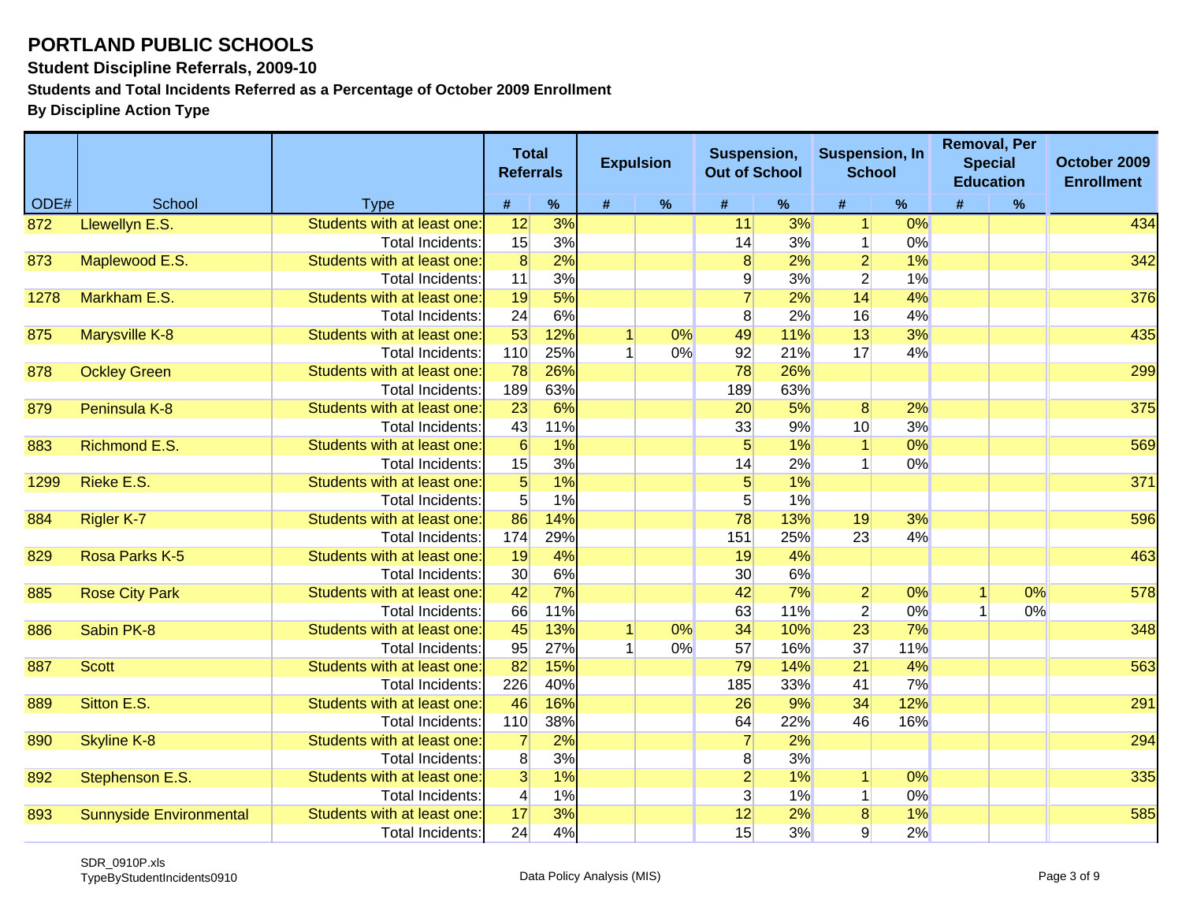# PORTLAND PUBLIC SCHOOLS

**Student Discipline Referrals, 2009-10**

**Students and Total Incidents Referred as a Percentage of October 2009 Enrollment**

**By Discipline Action Type**

| ODE# | School | Type | Total Referrals | | Expulsion | | Suspension, Out of School | | Suspension, In School | | Removal, Per Special Education | | October 2009 Enrollment |
|---|---|---|---|---|---|---|---|---|---|---|---|---|---|
| | | | # | % | # | % | # | % | # | % | # | % | |
| 872 | Llewellyn E.S. | Students with at least one: | 12 | 3% | | | 11 | 3% | 1 | 0% | | | 434 |
| | | Total Incidents: | 15 | 3% | | | 14 | 3% | 1 | 0% | | | |
| 873 | Maplewood E.S. | Students with at least one: | 8 | 2% | | | 8 | 2% | 2 | 1% | | | 342 |
| | | Total Incidents: | 11 | 3% | | | 9 | 3% | 2 | 1% | | | |
| 1278 | Markham E.S. | Students with at least one: | 19 | 5% | | | 7 | 2% | 14 | 4% | | | 376 |
| | | Total Incidents: | 24 | 6% | | | 8 | 2% | 16 | 4% | | | |
| 875 | Marysville K-8 | Students with at least one: | 53 | 12% | 1 | 0% | 49 | 11% | 13 | 3% | | | 435 |
| | | Total Incidents: | 110 | 25% | 1 | 0% | 92 | 21% | 17 | 4% | | | |
| 878 | Ockley Green | Students with at least one: | 78 | 26% | | | 78 | 26% | | | | | 299 |
| | | Total Incidents: | 189 | 63% | | | 189 | 63% | | | | | |
| 879 | Peninsula K-8 | Students with at least one: | 23 | 6% | | | 20 | 5% | 8 | 2% | | | 375 |
| | | Total Incidents: | 43 | 11% | | | 33 | 9% | 10 | 3% | | | |
| 883 | Richmond E.S. | Students with at least one: | 6 | 1% | | | 5 | 1% | 1 | 0% | | | 569 |
| | | Total Incidents: | 15 | 3% | | | 14 | 2% | 1 | 0% | | | |
| 1299 | Rieke E.S. | Students with at least one: | 5 | 1% | | | 5 | 1% | | | | | 371 |
| | | Total Incidents: | 5 | 1% | | | 5 | 1% | | | | | |
| 884 | Rigler K-7 | Students with at least one: | 86 | 14% | | | 78 | 13% | 19 | 3% | | | 596 |
| | | Total Incidents: | 174 | 29% | | | 151 | 25% | 23 | 4% | | | |
| 829 | Rosa Parks K-5 | Students with at least one: | 19 | 4% | | | 19 | 4% | | | | | 463 |
| | | Total Incidents: | 30 | 6% | | | 30 | 6% | | | | | |
| 885 | Rose City Park | Students with at least one: | 42 | 7% | | | 42 | 7% | 2 | 0% | 1 | 0% | 578 |
| | | Total Incidents: | 66 | 11% | | | 63 | 11% | 2 | 0% | 1 | 0% | |
| 886 | Sabin PK-8 | Students with at least one: | 45 | 13% | 1 | 0% | 34 | 10% | 23 | 7% | | | 348 |
| | | Total Incidents: | 95 | 27% | 1 | 0% | 57 | 16% | 37 | 11% | | | |
| 887 | Scott | Students with at least one: | 82 | 15% | | | 79 | 14% | 21 | 4% | | | 563 |
| | | Total Incidents: | 226 | 40% | | | 185 | 33% | 41 | 7% | | | |
| 889 | Sitton E.S. | Students with at least one: | 46 | 16% | | | 26 | 9% | 34 | 12% | | | 291 |
| | | Total Incidents: | 110 | 38% | | | 64 | 22% | 46 | 16% | | | |
| 890 | Skyline K-8 | Students with at least one: | 7 | 2% | | | 7 | 2% | | | | | 294 |
| | | Total Incidents: | 8 | 3% | | | 8 | 3% | | | | | |
| 892 | Stephenson E.S. | Students with at least one: | 3 | 1% | | | 2 | 1% | 1 | 0% | | | 335 |
| | | Total Incidents: | 4 | 1% | | | 3 | 1% | 1 | 0% | | | |
| 893 | Sunnyside Environmental | Students with at least one: | 17 | 3% | | | 12 | 2% | 8 | 1% | | | 585 |
| | | Total Incidents: | 24 | 4% | | | 15 | 3% | 9 | 2% | | | |

SDR_0910P.xls
TypeByStudentIncidents0910

Data Policy Analysis (MIS)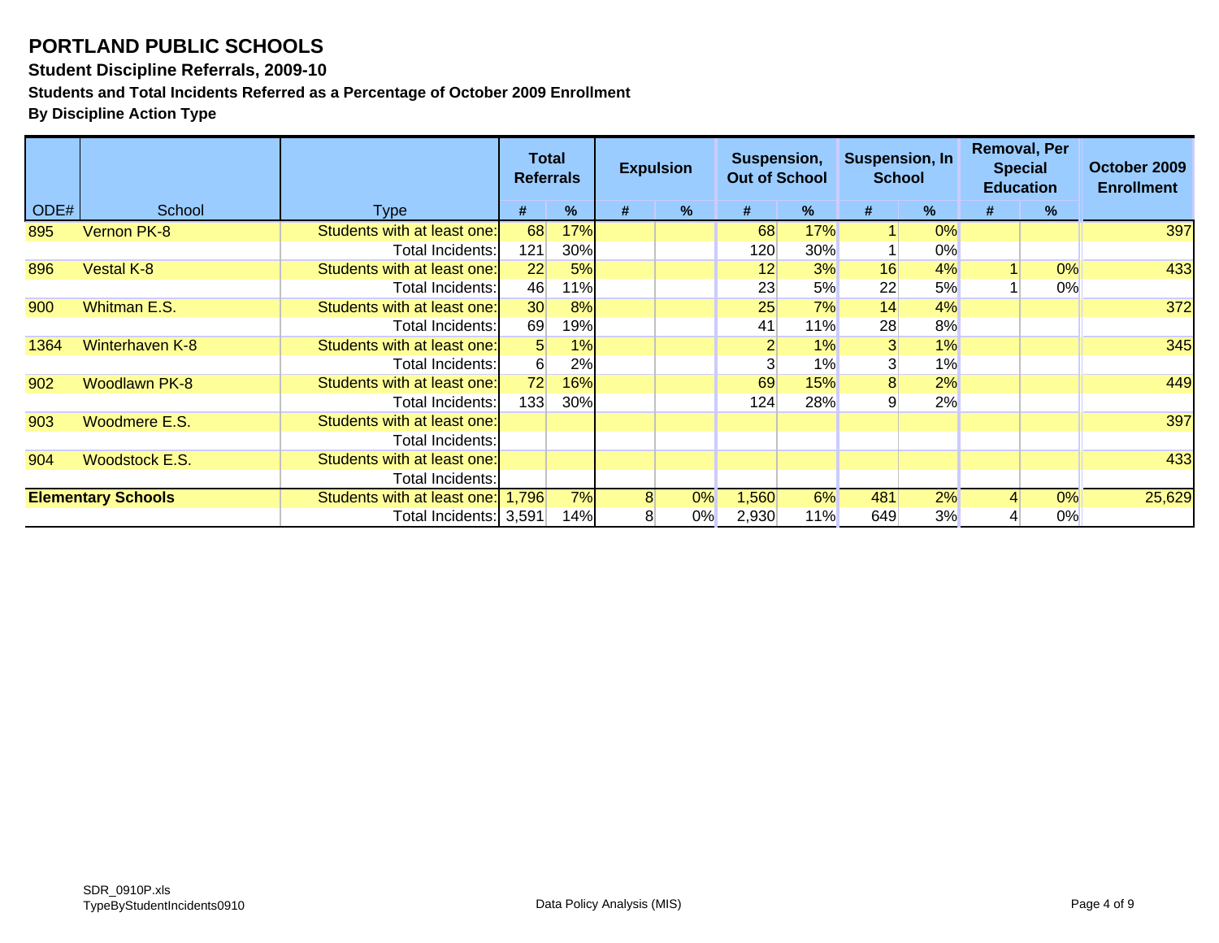# PORTLAND PUBLIC SCHOOLS

**Student Discipline Referrals, 2009-10**

**Students and Total Incidents Referred as a Percentage of October 2009 Enrollment**

**By Discipline Action Type**

| | | | Total Referrals | | Expulsion | | Suspension, Out of School | | Suspension, In School | | Removal, Per Special Education | | October 2009 Enrollment |
|---|---|---|---|---|---|---|---|---|---|---|---|---|---|
| ODE# | School | Type | # | % | # | % | # | % | # | % | # | % | |
| 895 | Vernon PK-8 | Students with at least one: | 68 | 17% | | | 68 | 17% | 1 | 0% | | | 397 |
| | | Total Incidents: | 121 | 30% | | | 120 | 30% | 1 | 0% | | | |
| 896 | Vestal K-8 | Students with at least one: | 22 | 5% | | | 12 | 3% | 16 | 4% | 1 | 0% | 433 |
| | | Total Incidents: | 46 | 11% | | | 23 | 5% | 22 | 5% | 1 | 0% | |
| 900 | Whitman E.S. | Students with at least one: | 30 | 8% | | | 25 | 7% | 14 | 4% | | | 372 |
| | | Total Incidents: | 69 | 19% | | | 41 | 11% | 28 | 8% | | | |
| 1364 | Winterhaven K-8 | Students with at least one: | 5 | 1% | | | 2 | 1% | 3 | 1% | | | 345 |
| | | Total Incidents: | 6 | 2% | | | 3 | 1% | 3 | 1% | | | |
| 902 | Woodlawn PK-8 | Students with at least one: | 72 | 16% | | | 69 | 15% | 8 | 2% | | | 449 |
| | | Total Incidents: | 133 | 30% | | | 124 | 28% | 9 | 2% | | | |
| 903 | Woodmere E.S. | Students with at least one: | | | | | | | | | | | 397 |
| | | Total Incidents: | | | | | | | | | | | |
| 904 | Woodstock E.S. | Students with at least one: | | | | | | | | | | | 433 |
| | | Total Incidents: | | | | | | | | | | | |
| **Elementary Schools** | | Students with at least one: | 1,796 | 7% | 8 | 0% | 1,560 | 6% | 481 | 2% | 4 | 0% | 25,629 |
| | | Total Incidents: | 3,591 | 14% | 8 | 0% | 2,930 | 11% | 649 | 3% | 4 | 0% | |

SDR_0910P.xls
TypeByStudentIncidents0910

Data Policy Analysis (MIS)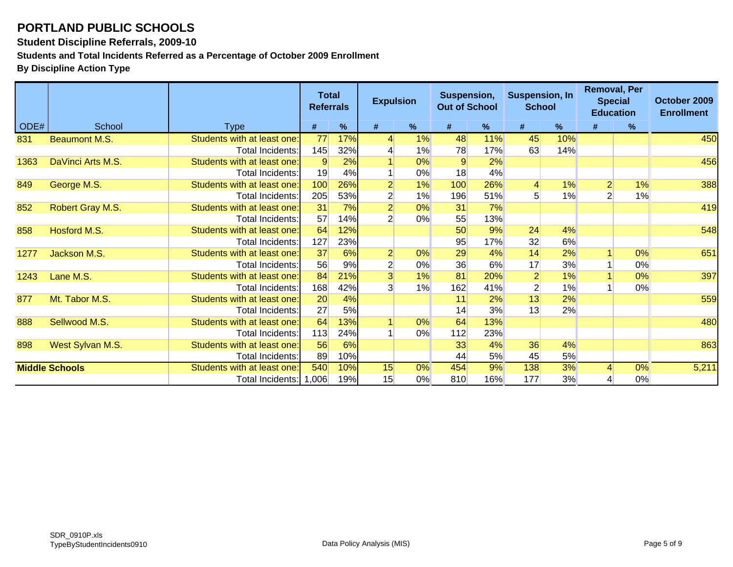# PORTLAND PUBLIC SCHOOLS

**Student Discipline Referrals, 2009-10**

**Students and Total Incidents Referred as a Percentage of October 2009 Enrollment**

**By Discipline Action Type**

| ODE# | School | Type | Total Referrals | | Expulsion | | Suspension, Out of School | | Suspension, In School | | Removal, Per Special Education | | October 2009 Enrollment |
|---|---|---|---|---|---|---|---|---|---|---|---|---|---|
| | | | # | % | # | % | # | % | # | % | # | % | |
| 831 | Beaumont M.S. | Students with at least one: | 77 | 17% | 4 | 1% | 48 | 11% | 45 | 10% | | | 450 |
| | | Total Incidents: | 145 | 32% | 4 | 1% | 78 | 17% | 63 | 14% | | | |
| 1363 | DaVinci Arts M.S. | Students with at least one: | 9 | 2% | 1 | 0% | 9 | 2% | | | | | 456 |
| | | Total Incidents: | 19 | 4% | 1 | 0% | 18 | 4% | | | | | |
| 849 | George M.S. | Students with at least one: | 100 | 26% | 2 | 1% | 100 | 26% | 4 | 1% | 2 | 1% | 388 |
| | | Total Incidents: | 205 | 53% | 2 | 1% | 196 | 51% | 5 | 1% | 2 | 1% | |
| 852 | Robert Gray M.S. | Students with at least one: | 31 | 7% | 2 | 0% | 31 | 7% | | | | | 419 |
| | | Total Incidents: | 57 | 14% | 2 | 0% | 55 | 13% | | | | | |
| 858 | Hosford M.S. | Students with at least one: | 64 | 12% | | | 50 | 9% | 24 | 4% | | | 548 |
| | | Total Incidents: | 127 | 23% | | | 95 | 17% | 32 | 6% | | | |
| 1277 | Jackson M.S. | Students with at least one: | 37 | 6% | 2 | 0% | 29 | 4% | 14 | 2% | 1 | 0% | 651 |
| | | Total Incidents: | 56 | 9% | 2 | 0% | 36 | 6% | 17 | 3% | 1 | 0% | |
| 1243 | Lane M.S. | Students with at least one: | 84 | 21% | 3 | 1% | 81 | 20% | 2 | 1% | 1 | 0% | 397 |
| | | Total Incidents: | 168 | 42% | 3 | 1% | 162 | 41% | 2 | 1% | 1 | 0% | |
| 877 | Mt. Tabor M.S. | Students with at least one: | 20 | 4% | | | 11 | 2% | 13 | 2% | | | 559 |
| | | Total Incidents: | 27 | 5% | | | 14 | 3% | 13 | 2% | | | |
| 888 | Sellwood M.S. | Students with at least one: | 64 | 13% | 1 | 0% | 64 | 13% | | | | | 480 |
| | | Total Incidents: | 113 | 24% | 1 | 0% | 112 | 23% | | | | | |
| 898 | West Sylvan M.S. | Students with at least one: | 56 | 6% | | | 33 | 4% | 36 | 4% | | | 863 |
| | | Total Incidents: | 89 | 10% | | | 44 | 5% | 45 | 5% | | | |
| **Middle Schools** | | Students with at least one: | 540 | 10% | 15 | 0% | 454 | 9% | 138 | 3% | 4 | 0% | 5,211 |
| | | Total Incidents: | 1,006 | 19% | 15 | 0% | 810 | 16% | 177 | 3% | 4 | 0% | |

SDR_0910P.xls
TypeByStudentIncidents0910

Data Policy Analysis (MIS)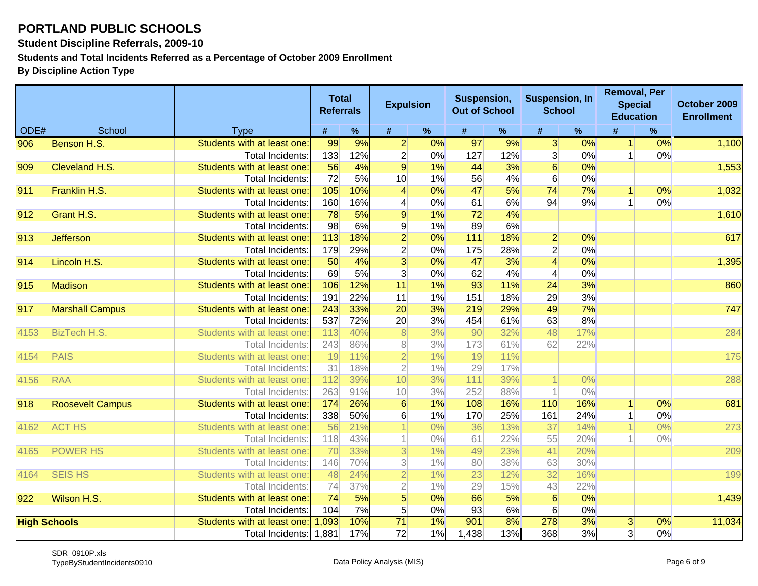# PORTLAND PUBLIC SCHOOLS

**Student Discipline Referrals, 2009-10**

**Students and Total Incidents Referred as a Percentage of October 2009 Enrollment**

**By Discipline Action Type**

| ODE# | School | Type | Total Referrals # | Total Referrals % | Expulsion # | Expulsion % | Suspension, Out of School # | Suspension, Out of School % | Suspension, In School # | Suspension, In School % | Removal, Per Special Education # | Removal, Per Special Education % | October 2009 Enrollment |
|---|---|---|---|---|---|---|---|---|---|---|---|---|---|
| 906 | Benson H.S. | Students with at least one: | 99 | 9% | 2 | 0% | 97 | 9% | 3 | 0% | 1 | 0% | 1,100 |
| | | Total Incidents: | 133 | 12% | 2 | 0% | 127 | 12% | 3 | 0% | 1 | 0% | |
| 909 | Cleveland H.S. | Students with at least one: | 56 | 4% | 9 | 1% | 44 | 3% | 6 | 0% | | | 1,553 |
| | | Total Incidents: | 72 | 5% | 10 | 1% | 56 | 4% | 6 | 0% | | | |
| 911 | Franklin H.S. | Students with at least one: | 105 | 10% | 4 | 0% | 47 | 5% | 74 | 7% | 1 | 0% | 1,032 |
| | | Total Incidents: | 160 | 16% | 4 | 0% | 61 | 6% | 94 | 9% | 1 | 0% | |
| 912 | Grant H.S. | Students with at least one: | 78 | 5% | 9 | 1% | 72 | 4% | | | | | 1,610 |
| | | Total Incidents: | 98 | 6% | 9 | 1% | 89 | 6% | | | | | |
| 913 | Jefferson | Students with at least one: | 113 | 18% | 2 | 0% | 111 | 18% | 2 | 0% | | | 617 |
| | | Total Incidents: | 179 | 29% | 2 | 0% | 175 | 28% | 2 | 0% | | | |
| 914 | Lincoln H.S. | Students with at least one: | 50 | 4% | 3 | 0% | 47 | 3% | 4 | 0% | | | 1,395 |
| | | Total Incidents: | 69 | 5% | 3 | 0% | 62 | 4% | 4 | 0% | | | |
| 915 | Madison | Students with at least one: | 106 | 12% | 11 | 1% | 93 | 11% | 24 | 3% | | | 860 |
| | | Total Incidents: | 191 | 22% | 11 | 1% | 151 | 18% | 29 | 3% | | | |
| 917 | Marshall Campus | Students with at least one: | 243 | 33% | 20 | 3% | 219 | 29% | 49 | 7% | | | 747 |
| | | Total Incidents: | 537 | 72% | 20 | 3% | 454 | 61% | 63 | 8% | | | |
| 4153 | BizTech H.S. | Students with at least one: | 113 | 40% | 8 | 3% | 90 | 32% | 48 | 17% | | | 284 |
| | | Total Incidents: | 243 | 86% | 8 | 3% | 173 | 61% | 62 | 22% | | | |
| 4154 | PAIS | Students with at least one: | 19 | 11% | 2 | 1% | 19 | 11% | | | | | 175 |
| | | Total Incidents: | 31 | 18% | 2 | 1% | 29 | 17% | | | | | |
| 4156 | RAA | Students with at least one: | 112 | 39% | 10 | 3% | 111 | 39% | 1 | 0% | | | 288 |
| | | Total Incidents: | 263 | 91% | 10 | 3% | 252 | 88% | 1 | 0% | | | |
| 918 | Roosevelt Campus | Students with at least one: | 174 | 26% | 6 | 1% | 108 | 16% | 110 | 16% | 1 | 0% | 681 |
| | | Total Incidents: | 338 | 50% | 6 | 1% | 170 | 25% | 161 | 24% | 1 | 0% | |
| 4162 | ACT HS | Students with at least one: | 56 | 21% | 1 | 0% | 36 | 13% | 37 | 14% | 1 | 0% | 273 |
| | | Total Incidents: | 118 | 43% | 1 | 0% | 61 | 22% | 55 | 20% | 1 | 0% | |
| 4165 | POWER HS | Students with at least one: | 70 | 33% | 3 | 1% | 49 | 23% | 41 | 20% | | | 209 |
| | | Total Incidents: | 146 | 70% | 3 | 1% | 80 | 38% | 63 | 30% | | | |
| 4164 | SEIS HS | Students with at least one: | 48 | 24% | 2 | 1% | 23 | 12% | 32 | 16% | | | 199 |
| | | Total Incidents: | 74 | 37% | 2 | 1% | 29 | 15% | 43 | 22% | | | |
| 922 | Wilson H.S. | Students with at least one: | 74 | 5% | 5 | 0% | 66 | 5% | 6 | 0% | | | 1,439 |
| | | Total Incidents: | 104 | 7% | 5 | 0% | 93 | 6% | 6 | 0% | | | |
| **High Schools** | | Students with at least one: | 1,093 | 10% | 71 | 1% | 901 | 8% | 278 | 3% | 3 | 0% | 11,034 |
| | | Total Incidents: | 1,881 | 17% | 72 | 1% | 1,438 | 13% | 368 | 3% | 3 | 0% | |

SDR_0910P.xls
TypeByStudentIncidents0910

Data Policy Analysis (MIS)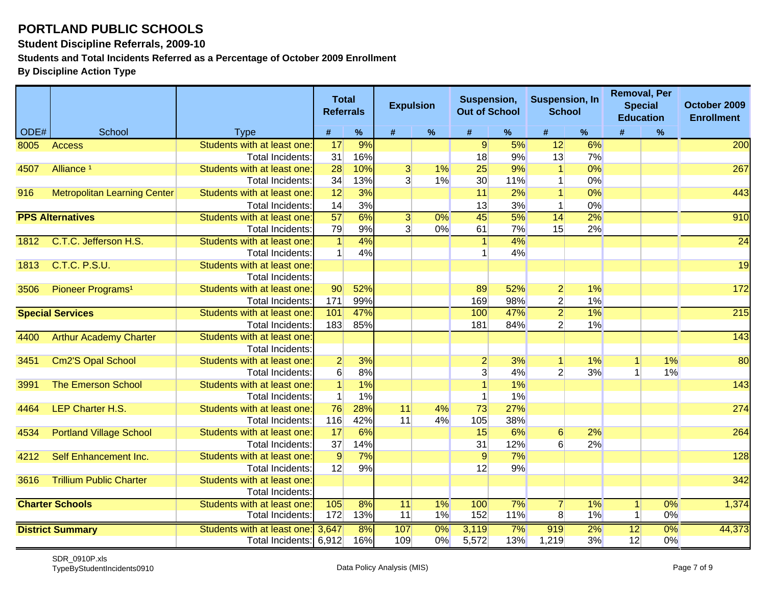# PORTLAND PUBLIC SCHOOLS

**Student Discipline Referrals, 2009-10**

**Students and Total Incidents Referred as a Percentage of October 2009 Enrollment**

**By Discipline Action Type**

| ODE# | School | Type | Total Referrals | | Expulsion | | Suspension, Out of School | | Suspension, In School | | Removal, Per Special Education | | October 2009 Enrollment |
|---|---|---|---|---|---|---|---|---|---|---|---|---|---|
| | | | # | % | # | % | # | % | # | % | # | % | |
| 8005 | Access | Students with at least one: | 17 | 9% | | | 9 | 5% | 12 | 6% | | | 200 |
| | | Total Incidents: | 31 | 16% | | | 18 | 9% | 13 | 7% | | | |
| 4507 | Alliance [1] | Students with at least one: | 28 | 10% | 3 | 1% | 25 | 9% | 1 | 0% | | | 267 |
| | | Total Incidents: | 34 | 13% | 3 | 1% | 30 | 11% | 1 | 0% | | | |
| 916 | Metropolitan Learning Center | Students with at least one: | 12 | 3% | | | 11 | 2% | 1 | 0% | | | 443 |
| | | Total Incidents: | 14 | 3% | | | 13 | 3% | 1 | 0% | | | |
| **PPS Alternatives** | | Students with at least one: | 57 | 6% | 3 | 0% | 45 | 5% | 14 | 2% | | | 910 |
| | | Total Incidents: | 79 | 9% | 3 | 0% | 61 | 7% | 15 | 2% | | | |
| 1812 | C.T.C. Jefferson H.S. | Students with at least one: | 1 | 4% | | | 1 | 4% | | | | | 24 |
| | | Total Incidents: | 1 | 4% | | | 1 | 4% | | | | | |
| 1813 | C.T.C. P.S.U. | Students with at least one: | | | | | | | | | | | 19 |
| | | Total Incidents: | | | | | | | | | | | |
| 3506 | Pioneer Programs[1] | Students with at least one: | 90 | 52% | | | 89 | 52% | 2 | 1% | | | 172 |
| | | Total Incidents: | 171 | 99% | | | 169 | 98% | 2 | 1% | | | |
| **Special Services** | | Students with at least one: | 101 | 47% | | | 100 | 47% | 2 | 1% | | | 215 |
| | | Total Incidents: | 183 | 85% | | | 181 | 84% | 2 | 1% | | | |
| 4400 | Arthur Academy Charter | Students with at least one: | | | | | | | | | | | 143 |
| | | Total Incidents: | | | | | | | | | | | |
| 3451 | Cm2'S Opal School | Students with at least one: | 2 | 3% | | | 2 | 3% | 1 | 1% | 1 | 1% | 80 |
| | | Total Incidents: | 6 | 8% | | | 3 | 4% | 2 | 3% | 1 | 1% | |
| 3991 | The Emerson School | Students with at least one: | 1 | 1% | | | 1 | 1% | | | | | 143 |
| | | Total Incidents: | 1 | 1% | | | 1 | 1% | | | | | |
| 4464 | LEP Charter H.S. | Students with at least one: | 76 | 28% | 11 | 4% | 73 | 27% | | | | | 274 |
| | | Total Incidents: | 116 | 42% | 11 | 4% | 105 | 38% | | | | | |
| 4534 | Portland Village School | Students with at least one: | 17 | 6% | | | 15 | 6% | 6 | 2% | | | 264 |
| | | Total Incidents: | 37 | 14% | | | 31 | 12% | 6 | 2% | | | |
| 4212 | Self Enhancement Inc. | Students with at least one: | 9 | 7% | | | 9 | 7% | | | | | 128 |
| | | Total Incidents: | 12 | 9% | | | 12 | 9% | | | | | |
| 3616 | Trillium Public Charter | Students with at least one: | | | | | | | | | | | 342 |
| | | Total Incidents: | | | | | | | | | | | |
| **Charter Schools** | | Students with at least one: | 105 | 8% | 11 | 1% | 100 | 7% | 7 | 1% | 1 | 0% | 1,374 |
| | | Total Incidents: | 172 | 13% | 11 | 1% | 152 | 11% | 8 | 1% | 1 | 0% | |
| **District Summary** | | Students with at least one: | 3,647 | 8% | 107 | 0% | 3,119 | 7% | 919 | 2% | 12 | 0% | 44,373 |
| | | Total Incidents: | 6,912 | 16% | 109 | 0% | 5,572 | 13% | 1,219 | 3% | 12 | 0% | |

SDR_0910P.xls
TypeByStudentIncidents0910

Data Policy Analysis (MIS)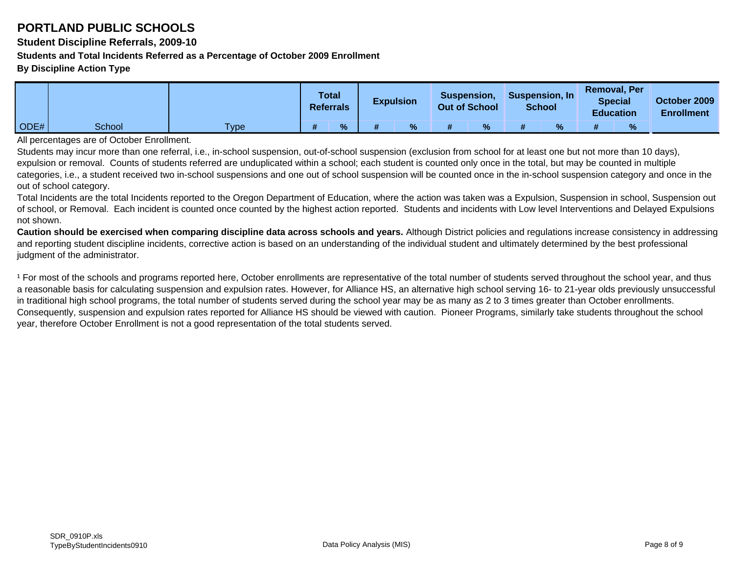# PORTLAND PUBLIC SCHOOLS

**Student Discipline Referrals, 2009-10**

**Students and Total Incidents Referred as a Percentage of October 2009 Enrollment**

**By Discipline Action Type**

| | | | Total Referrals | | Expulsion | | Suspension, Out of School | | Suspension, In School | | Removal, Per Special Education | | October 2009 Enrollment |
|---|---|---|---|---|---|---|---|---|---|---|---|---|---|
| ODE# | School | Type | # | % | # | % | # | % | # | % | # | % | |

All percentages are of October Enrollment.

Students may incur more than one referral, i.e., in-school suspension, out-of-school suspension (exclusion from school for at least one but not more than 10 days), expulsion or removal. Counts of students referred are unduplicated within a school; each student is counted only once in the total, but may be counted in multiple categories, i.e., a student received two in-school suspensions and one out of school suspension will be counted once in the in-school suspension category and once in the out of school category.

Total Incidents are the total Incidents reported to the Oregon Department of Education, where the action was taken was a Expulsion, Suspension in school, Suspension out of school, or Removal. Each incident is counted once counted by the highest action reported. Students and incidents with Low level Interventions and Delayed Expulsions not shown.

**Caution should be exercised when comparing discipline data across schools and years.** Although District policies and regulations increase consistency in addressing and reporting student discipline incidents, corrective action is based on an understanding of the individual student and ultimately determined by the best professional judgment of the administrator.

[1] For most of the schools and programs reported here, October enrollments are representative of the total number of students served throughout the school year, and thus a reasonable basis for calculating suspension and expulsion rates. However, for Alliance HS, an alternative high school serving 16- to 21-year olds previously unsuccessful in traditional high school programs, the total number of students served during the school year may be as many as 2 to 3 times greater than October enrollments. Consequently, suspension and expulsion rates reported for Alliance HS should be viewed with caution. Pioneer Programs, similarly take students throughout the school year, therefore October Enrollment is not a good representation of the total students served.

SDR_0910P.xls
TypeByStudentIncidents0910

Data Policy Analysis (MIS)